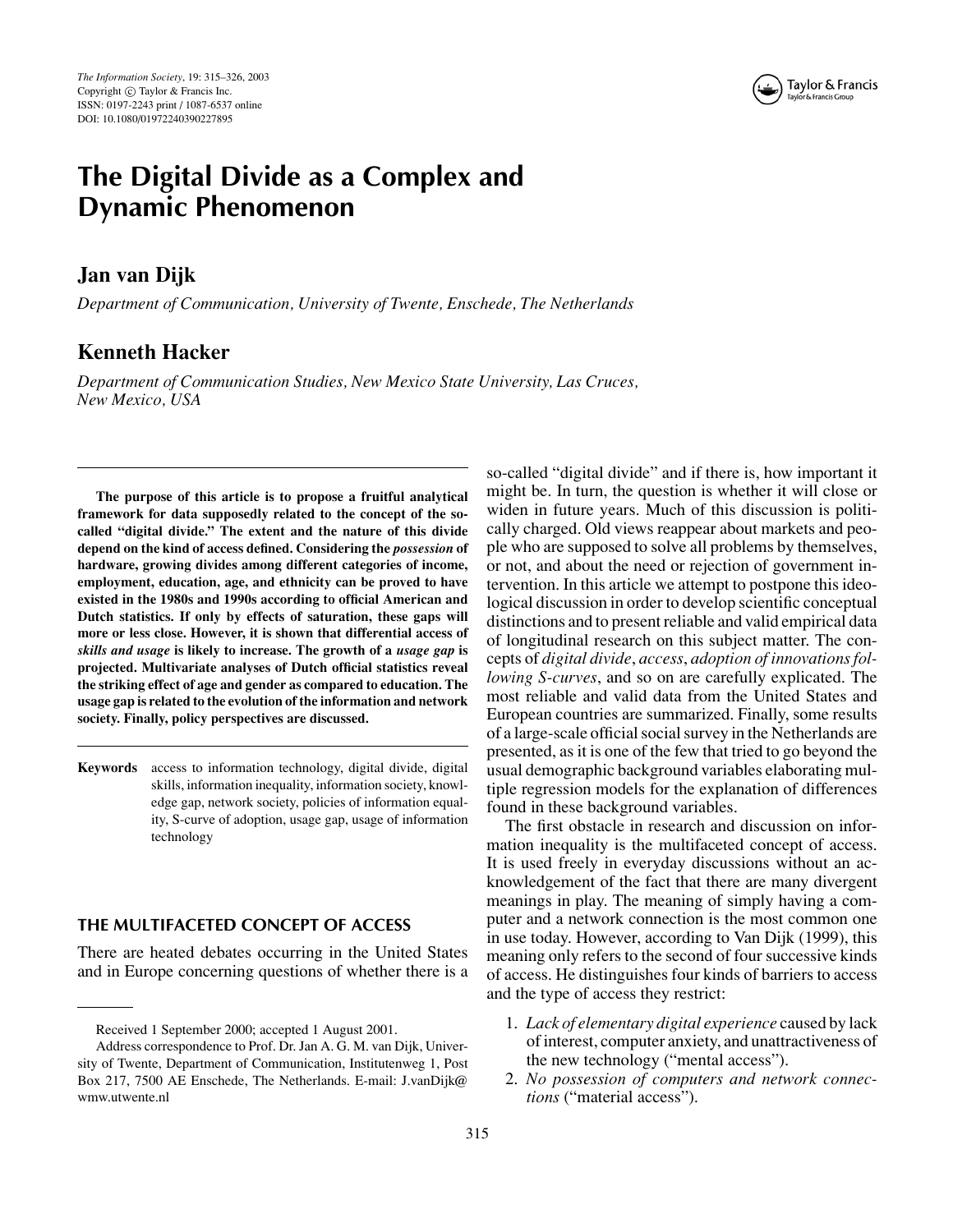# The Digital Divide as a Complex and Dynamic Phenomenon

## Jan van Dijk

*Department of Communication, University of Twente, Enschede, The Netherlands*

## Kenneth Hacker

*Department of Communication Studies, New Mexico State University, Las Cruces, New Mexico, USA*

**The purpose of this article is to propose a fruitful analytical framework for data supposedly related to the concept of the so-called "digital divide." The extent and the nature of this divide depend on the kind of access defined. Considering the *possession* of hardware, growing divides among different categories of income, employment, education, age, and ethnicity can be proved to have existed in the 1980s and 1990s according to official American and Dutch statistics. If only by effects of saturation, these gaps will more or less close. However, it is shown that differential access of *skills and usage* is likely to increase. The growth of a *usage gap* is projected. Multivariate analyses of Dutch official statistics reveal the striking effect of age and gender as compared to education. The usage gap is related to the evolution of the information and network society. Finally, policy perspectives are discussed.**

**Keywords** access to information technology, digital divide, digital skills, information inequality, information society, knowledge gap, network society, policies of information equality, S-curve of adoption, usage gap, usage of information technology

Received 1 September 2000; accepted 1 August 2001.

Address correspondence to Prof. Dr. Jan A. G. M. van Dijk, University of Twente, Department of Communication, Institutenweg 1, Post Box 217, 7500 AE Enschede, The Netherlands. E-mail: J.vanDijk@wmw.utwente.nl

## THE MULTIFACETED CONCEPT OF ACCESS

There are heated debates occurring in the United States and in Europe concerning questions of whether there is a so-called "digital divide" and if there is, how important it might be. In turn, the question is whether it will close or widen in future years. Much of this discussion is politically charged. Old views reappear about markets and people who are supposed to solve all problems by themselves, or not, and about the need or rejection of government intervention. In this article we attempt to postpone this ideological discussion in order to develop scientific conceptual distinctions and to present reliable and valid empirical data of longitudinal research on this subject matter. The concepts of *digital divide*, *access*, *adoption of innovations following S-curves*, and so on are carefully explicated. The most reliable and valid data from the United States and European countries are summarized. Finally, some results of a large-scale official social survey in the Netherlands are presented, as it is one of the few that tried to go beyond the usual demographic background variables elaborating multiple regression models for the explanation of differences found in these background variables.

The first obstacle in research and discussion on information inequality is the multifaceted concept of access. It is used freely in everyday discussions without an acknowledgement of the fact that there are many divergent meanings in play. The meaning of simply having a computer and a network connection is the most common one in use today. However, according to Van Dijk (1999), this meaning only refers to the second of four successive kinds of access. He distinguishes four kinds of barriers to access and the type of access they restrict:

1. *Lack of elementary digital experience* caused by lack of interest, computer anxiety, and unattractiveness of the new technology ("mental access").
2. *No possession of computers and network connections* ("material access").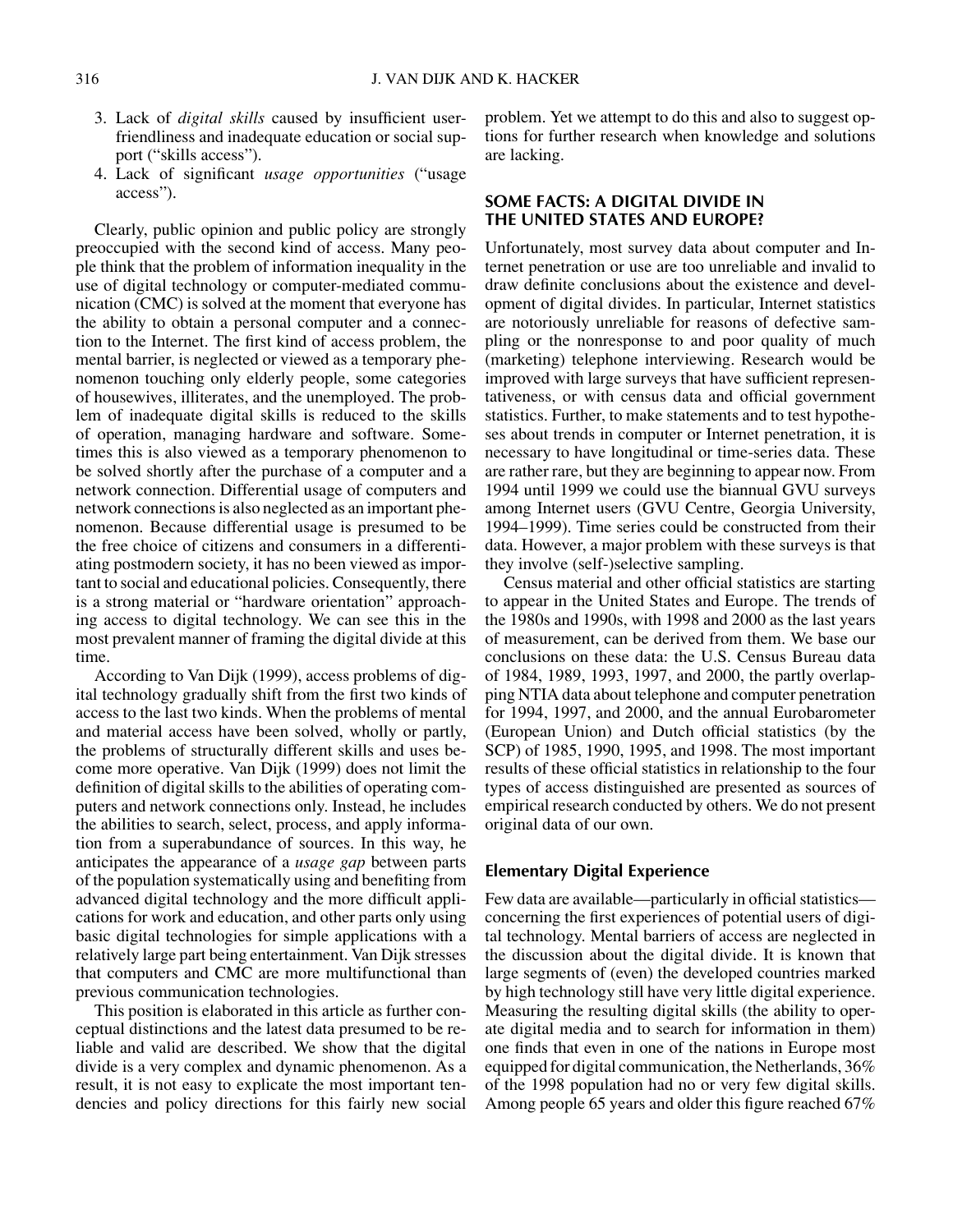3. Lack of *digital skills* caused by insufficient user-friendliness and inadequate education or social support ("skills access").
4. Lack of significant *usage opportunities* ("usage access").

Clearly, public opinion and public policy are strongly preoccupied with the second kind of access. Many people think that the problem of information inequality in the use of digital technology or computer-mediated communication (CMC) is solved at the moment that everyone has the ability to obtain a personal computer and a connection to the Internet. The first kind of access problem, the mental barrier, is neglected or viewed as a temporary phenomenon touching only elderly people, some categories of housewives, illiterates, and the unemployed. The problem of inadequate digital skills is reduced to the skills of operation, managing hardware and software. Sometimes this is also viewed as a temporary phenomenon to be solved shortly after the purchase of a computer and a network connection. Differential usage of computers and network connections is also neglected as an important phenomenon. Because differential usage is presumed to be the free choice of citizens and consumers in a differentiating postmodern society, it has no been viewed as important to social and educational policies. Consequently, there is a strong material or "hardware orientation" approaching access to digital technology. We can see this in the most prevalent manner of framing the digital divide at this time.

According to Van Dijk (1999), access problems of digital technology gradually shift from the first two kinds of access to the last two kinds. When the problems of mental and material access have been solved, wholly or partly, the problems of structurally different skills and uses become more operative. Van Dijk (1999) does not limit the definition of digital skills to the abilities of operating computers and network connections only. Instead, he includes the abilities to search, select, process, and apply information from a superabundance of sources. In this way, he anticipates the appearance of a *usage gap* between parts of the population systematically using and benefiting from advanced digital technology and the more difficult applications for work and education, and other parts only using basic digital technologies for simple applications with a relatively large part being entertainment. Van Dijk stresses that computers and CMC are more multifunctional than previous communication technologies.

This position is elaborated in this article as further conceptual distinctions and the latest data presumed to be reliable and valid are described. We show that the digital divide is a very complex and dynamic phenomenon. As a result, it is not easy to explicate the most important tendencies and policy directions for this fairly new social problem. Yet we attempt to do this and also to suggest options for further research when knowledge and solutions are lacking.

## SOME FACTS: A DIGITAL DIVIDE IN THE UNITED STATES AND EUROPE?

Unfortunately, most survey data about computer and Internet penetration or use are too unreliable and invalid to draw definite conclusions about the existence and development of digital divides. In particular, Internet statistics are notoriously unreliable for reasons of defective sampling or the nonresponse to and poor quality of much (marketing) telephone interviewing. Research would be improved with large surveys that have sufficient representativeness, or with census data and official government statistics. Further, to make statements and to test hypotheses about trends in computer or Internet penetration, it is necessary to have longitudinal or time-series data. These are rather rare, but they are beginning to appear now. From 1994 until 1999 we could use the biannual GVU surveys among Internet users (GVU Centre, Georgia University, 1994–1999). Time series could be constructed from their data. However, a major problem with these surveys is that they involve (self-)selective sampling.

Census material and other official statistics are starting to appear in the United States and Europe. The trends of the 1980s and 1990s, with 1998 and 2000 as the last years of measurement, can be derived from them. We base our conclusions on these data: the U.S. Census Bureau data of 1984, 1989, 1993, 1997, and 2000, the partly overlapping NTIA data about telephone and computer penetration for 1994, 1997, and 2000, and the annual Eurobarometer (European Union) and Dutch official statistics (by the SCP) of 1985, 1990, 1995, and 1998. The most important results of these official statistics in relationship to the four types of access distinguished are presented as sources of empirical research conducted by others. We do not present original data of our own.

### Elementary Digital Experience

Few data are available—particularly in official statistics—concerning the first experiences of potential users of digital technology. Mental barriers of access are neglected in the discussion about the digital divide. It is known that large segments of (even) the developed countries marked by high technology still have very little digital experience. Measuring the resulting digital skills (the ability to operate digital media and to search for information in them) one finds that even in one of the nations in Europe most equipped for digital communication, the Netherlands, 36% of the 1998 population had no or very few digital skills. Among people 65 years and older this figure reached 67%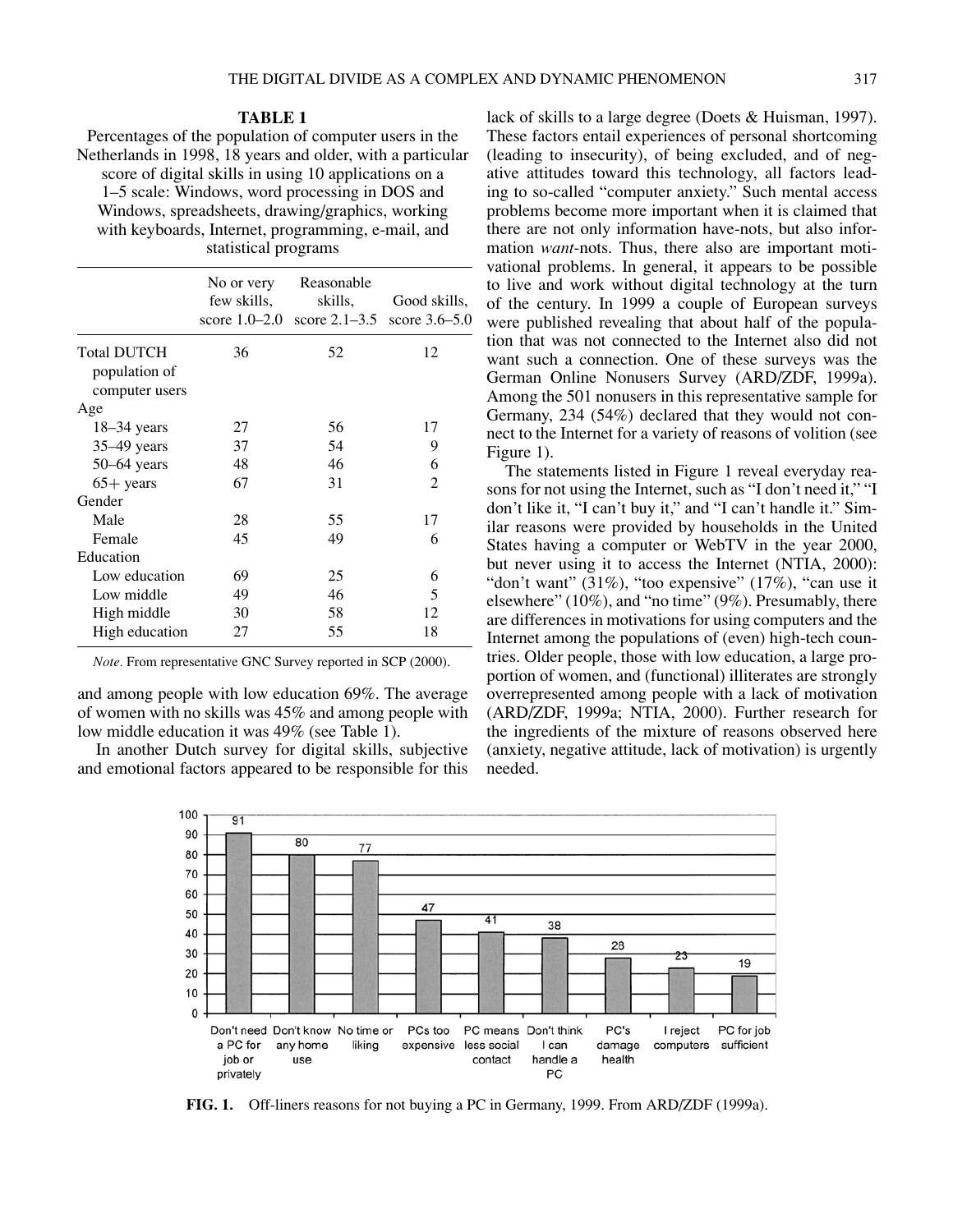**TABLE 1**
Percentages of the population of computer users in the Netherlands in 1998, 18 years and older, with a particular score of digital skills in using 10 applications on a 1–5 scale: Windows, word processing in DOS and Windows, spreadsheets, drawing/graphics, working with keyboards, Internet, programming, e-mail, and statistical programs

| | No or very few skills, score 1.0–2.0 | Reasonable skills, score 2.1–3.5 | Good skills, score 3.6–5.0 |
|---|---|---|---|
| Total DUTCH population of computer users | 36 | 52 | 12 |
| Age | | | |
| 18–34 years | 27 | 56 | 17 |
| 35–49 years | 37 | 54 | 9 |
| 50–64 years | 48 | 46 | 6 |
| 65+ years | 67 | 31 | 2 |
| Gender | | | |
| Male | 28 | 55 | 17 |
| Female | 45 | 49 | 6 |
| Education | | | |
| Low education | 69 | 25 | 6 |
| Low middle | 49 | 46 | 5 |
| High middle | 30 | 58 | 12 |
| High education | 27 | 55 | 18 |

*Note*. From representative GNC Survey reported in SCP (2000).

and among people with low education 69%. The average of women with no skills was 45% and among people with low middle education it was 49% (see Table 1).

In another Dutch survey for digital skills, subjective and emotional factors appeared to be responsible for this lack of skills to a large degree (Doets & Huisman, 1997). These factors entail experiences of personal shortcoming (leading to insecurity), of being excluded, and of negative attitudes toward this technology, all factors leading to so-called "computer anxiety." Such mental access problems become more important when it is claimed that there are not only information have-nots, but also information *want*-nots. Thus, there also are important motivational problems. In general, it appears to be possible to live and work without digital technology at the turn of the century. In 1999 a couple of European surveys were published revealing that about half of the population that was not connected to the Internet also did not want such a connection. One of these surveys was the German Online Nonusers Survey (ARD/ZDF, 1999a). Among the 501 nonusers in this representative sample for Germany, 234 (54%) declared that they would not connect to the Internet for a variety of reasons of volition (see Figure 1).

The statements listed in Figure 1 reveal everyday reasons for not using the Internet, such as "I don't need it," "I don't like it, "I can't buy it," and "I can't handle it." Similar reasons were provided by households in the United States having a computer or WebTV in the year 2000, but never using it to access the Internet (NTIA, 2000): "don't want" (31%), "too expensive" (17%), "can use it elsewhere" (10%), and "no time" (9%). Presumably, there are differences in motivations for using computers and the Internet among the populations of (even) high-tech countries. Older people, those with low education, a large proportion of women, and (functional) illiterates are strongly overrepresented among people with a lack of motivation (ARD/ZDF, 1999a; NTIA, 2000). Further research for the ingredients of the mixture of reasons observed here (anxiety, negative attitude, lack of motivation) is urgently needed.

| Reason | % |
|---|---|
| Don't need a PC for job or privately | 91 |
| Don't know any home use | 80 |
| No time or liking | 77 |
| PCs too expensive | 47 |
| PC means less social contact | 41 |
| Don't think I can handle a PC | 38 |
| PC's damage health | 28 |
| I reject computers | 23 |
| PC for job sufficient | 19 |

**FIG. 1.** Off-liners reasons for not buying a PC in Germany, 1999. From ARD/ZDF (1999a).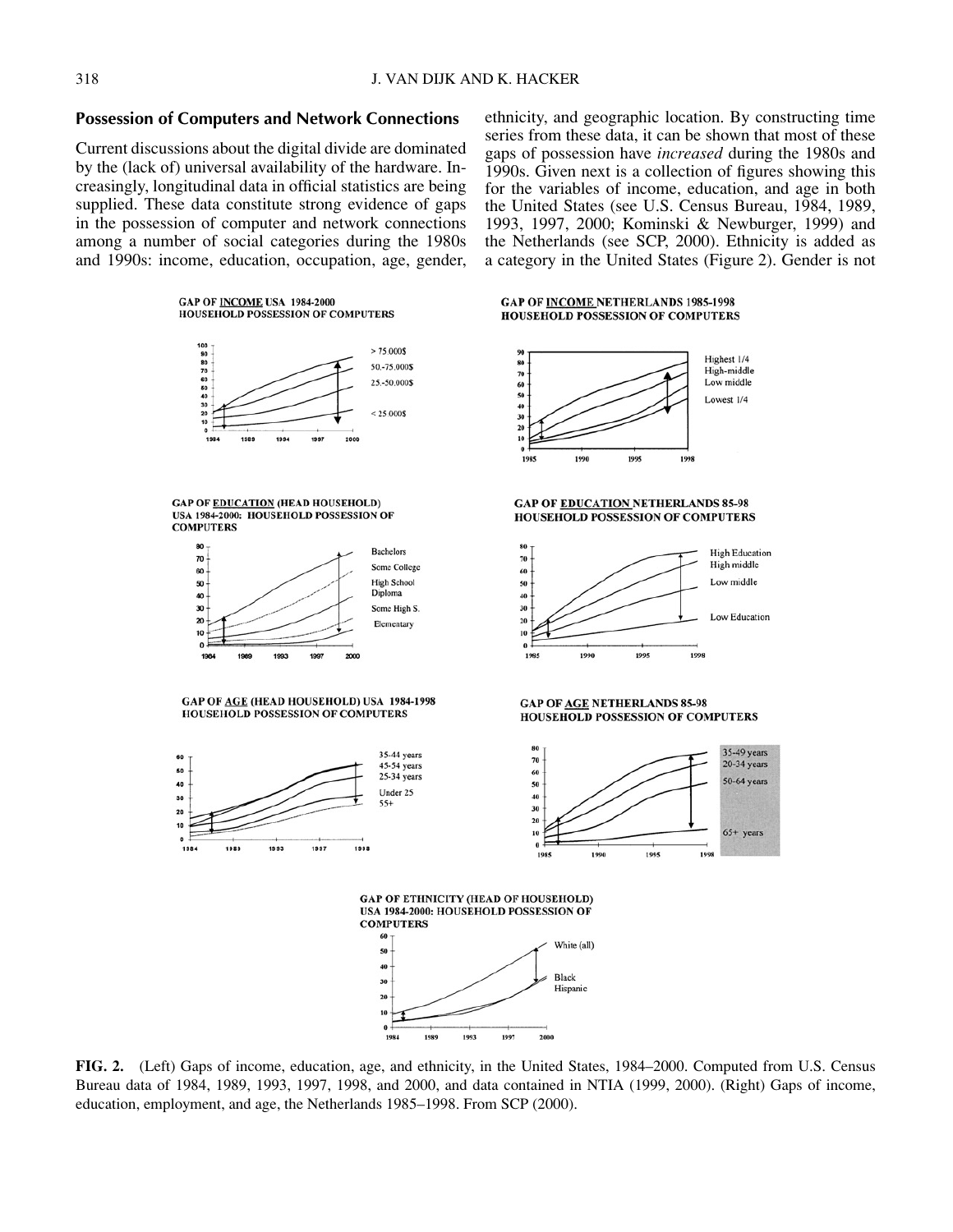## Possession of Computers and Network Connections

Current discussions about the digital divide are dominated by the (lack of) universal availability of the hardware. Increasingly, longitudinal data in official statistics are being supplied. These data constitute strong evidence of gaps in the possession of computer and network connections among a number of social categories during the 1980s and 1990s: income, education, occupation, age, gender, ethnicity, and geographic location. By constructing time series from these data, it can be shown that most of these gaps of possession have *increased* during the 1980s and 1990s. Given next is a collection of figures showing this for the variables of income, education, and age in both the United States (see U.S. Census Bureau, 1984, 1989, 1993, 1997, 2000; Kominski & Newburger, 1999) and the Netherlands (see SCP, 2000). Ethnicity is added as a category in the United States (Figure 2). Gender is not

**FIG. 2.** (Left) Gaps of income, education, age, and ethnicity, in the United States, 1984–2000. Computed from U.S. Census Bureau data of 1984, 1989, 1993, 1997, 1998, and 2000, and data contained in NTIA (1999, 2000). (Right) Gaps of income, education, employment, and age, the Netherlands 1985–1998. From SCP (2000).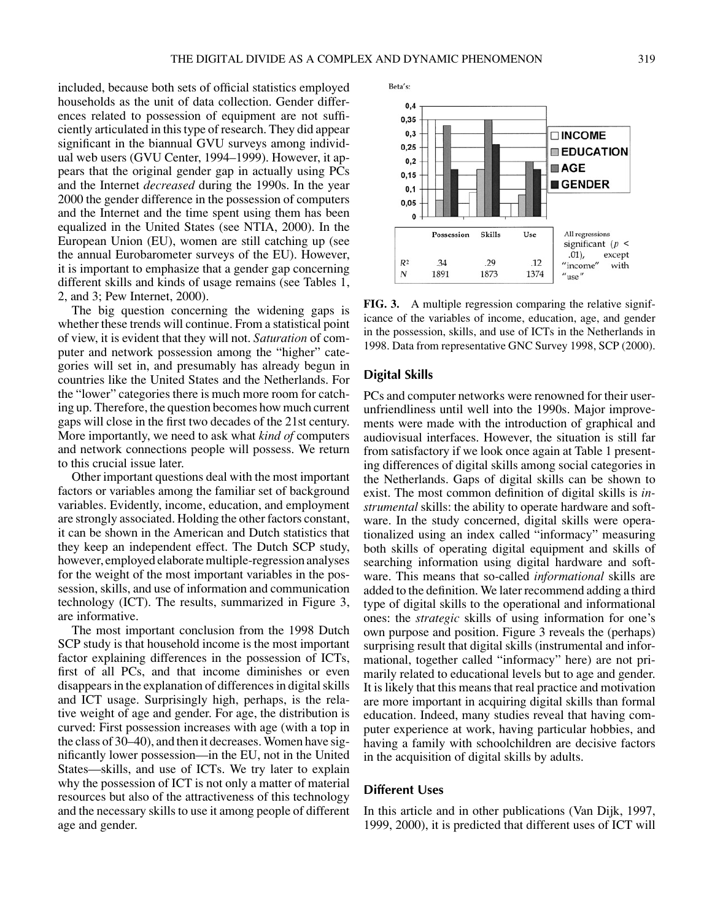included, because both sets of official statistics employed households as the unit of data collection. Gender differences related to possession of equipment are not sufficiently articulated in this type of research. They did appear significant in the biannual GVU surveys among individual web users (GVU Center, 1994–1999). However, it appears that the original gender gap in actually using PCs and the Internet *decreased* during the 1990s. In the year 2000 the gender difference in the possession of computers and the Internet and the time spent using them has been equalized in the United States (see NTIA, 2000). In the European Union (EU), women are still catching up (see the annual Eurobarometer surveys of the EU). However, it is important to emphasize that a gender gap concerning different skills and kinds of usage remains (see Tables 1, 2, and 3; Pew Internet, 2000).

The big question concerning the widening gaps is whether these trends will continue. From a statistical point of view, it is evident that they will not. *Saturation* of computer and network possession among the "higher" categories will set in, and presumably has already begun in countries like the United States and the Netherlands. For the "lower" categories there is much more room for catching up. Therefore, the question becomes how much current gaps will close in the first two decades of the 21st century. More importantly, we need to ask what *kind of* computers and network connections people will possess. We return to this crucial issue later.

Other important questions deal with the most important factors or variables among the familiar set of background variables. Evidently, income, education, and employment are strongly associated. Holding the other factors constant, it can be shown in the American and Dutch statistics that they keep an independent effect. The Dutch SCP study, however, employed elaborate multiple-regression analyses for the weight of the most important variables in the possession, skills, and use of information and communication technology (ICT). The results, summarized in Figure 3, are informative.

The most important conclusion from the 1998 Dutch SCP study is that household income is the most important factor explaining differences in the possession of ICTs, first of all PCs, and that income diminishes or even disappears in the explanation of differences in digital skills and ICT usage. Surprisingly high, perhaps, is the relative weight of age and gender. For age, the distribution is curved: First possession increases with age (with a top in the class of 30–40), and then it decreases. Women have significantly lower possession—in the EU, not in the United States—skills, and use of ICTs. We try later to explain why the possession of ICT is not only a matter of material resources but also of the attractiveness of this technology and the necessary skills to use it among people of different age and gender.

| | Possession | Skills | Use |
|---|---|---|---|
| $R^2$ | .34 | .29 | .12 |
| $N$ | 1891 | 1873 | 1374 |

All regressions significant ($p < .01$), except "income" with "use"

**FIG. 3.** A multiple regression comparing the relative significance of the variables of income, education, age, and gender in the possession, skills, and use of ICTs in the Netherlands in 1998. Data from representative GNC Survey 1998, SCP (2000).

## Digital Skills

PCs and computer networks were renowned for their user-unfriendliness until well into the 1990s. Major improvements were made with the introduction of graphical and audiovisual interfaces. However, the situation is still far from satisfactory if we look once again at Table 1 presenting differences of digital skills among social categories in the Netherlands. Gaps of digital skills can be shown to exist. The most common definition of digital skills is *instrumental* skills: the ability to operate hardware and software. In the study concerned, digital skills were operationalized using an index called "informacy" measuring both skills of operating digital equipment and skills of searching information using digital hardware and software. This means that so-called *informational* skills are added to the definition. We later recommend adding a third type of digital skills to the operational and informational ones: the *strategic* skills of using information for one's own purpose and position. Figure 3 reveals the (perhaps) surprising result that digital skills (instrumental and informational, together called "informacy" here) are not primarily related to educational levels but to age and gender. It is likely that this means that real practice and motivation are more important in acquiring digital skills than formal education. Indeed, many studies reveal that having computer experience at work, having particular hobbies, and having a family with schoolchildren are decisive factors in the acquisition of digital skills by adults.

## Different Uses

In this article and in other publications (Van Dijk, 1997, 1999, 2000), it is predicted that different uses of ICT will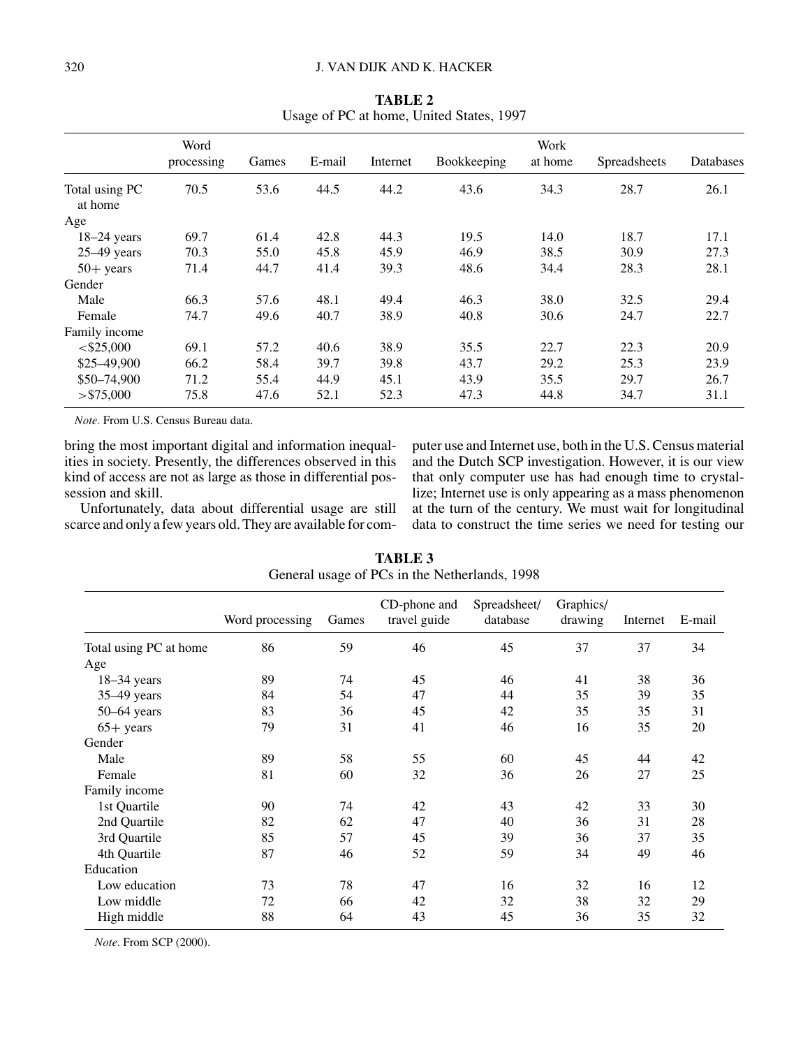**TABLE 2**
Usage of PC at home, United States, 1997

| | Word processing | Games | E-mail | Internet | Bookkeeping | Work at home | Spreadsheets | Databases |
|---|---|---|---|---|---|---|---|---|
| Total using PC at home | 70.5 | 53.6 | 44.5 | 44.2 | 43.6 | 34.3 | 28.7 | 26.1 |
| Age | | | | | | | | |
| 18–24 years | 69.7 | 61.4 | 42.8 | 44.3 | 19.5 | 14.0 | 18.7 | 17.1 |
| 25–49 years | 70.3 | 55.0 | 45.8 | 45.9 | 46.9 | 38.5 | 30.9 | 27.3 |
| 50+ years | 71.4 | 44.7 | 41.4 | 39.3 | 48.6 | 34.4 | 28.3 | 28.1 |
| Gender | | | | | | | | |
| Male | 66.3 | 57.6 | 48.1 | 49.4 | 46.3 | 38.0 | 32.5 | 29.4 |
| Female | 74.7 | 49.6 | 40.7 | 38.9 | 40.8 | 30.6 | 24.7 | 22.7 |
| Family income | | | | | | | | |
| <$25,000 | 69.1 | 57.2 | 40.6 | 38.9 | 35.5 | 22.7 | 22.3 | 20.9 |
| $25–49,900 | 66.2 | 58.4 | 39.7 | 39.8 | 43.7 | 29.2 | 25.3 | 23.9 |
| $50–74,900 | 71.2 | 55.4 | 44.9 | 45.1 | 43.9 | 35.5 | 29.7 | 26.7 |
| >$75,000 | 75.8 | 47.6 | 52.1 | 52.3 | 47.3 | 44.8 | 34.7 | 31.1 |

*Note*. From U.S. Census Bureau data.

bring the most important digital and information inequalities in society. Presently, the differences observed in this kind of access are not as large as those in differential possession and skill.

Unfortunately, data about differential usage are still scarce and only a few years old. They are available for computer use and Internet use, both in the U.S. Census material and the Dutch SCP investigation. However, it is our view that only computer use has had enough time to crystallize; Internet use is only appearing as a mass phenomenon at the turn of the century. We must wait for longitudinal data to construct the time series we need for testing our

**TABLE 3**
General usage of PCs in the Netherlands, 1998

| | Word processing | Games | CD-phone and travel guide | Spreadsheet/ database | Graphics/ drawing | Internet | E-mail |
|---|---|---|---|---|---|---|---|
| Total using PC at home | 86 | 59 | 46 | 45 | 37 | 37 | 34 |
| Age | | | | | | | |
| 18–34 years | 89 | 74 | 45 | 46 | 41 | 38 | 36 |
| 35–49 years | 84 | 54 | 47 | 44 | 35 | 39 | 35 |
| 50–64 years | 83 | 36 | 45 | 42 | 35 | 35 | 31 |
| 65+ years | 79 | 31 | 41 | 46 | 16 | 35 | 20 |
| Gender | | | | | | | |
| Male | 89 | 58 | 55 | 60 | 45 | 44 | 42 |
| Female | 81 | 60 | 32 | 36 | 26 | 27 | 25 |
| Family income | | | | | | | |
| 1st Quartile | 90 | 74 | 42 | 43 | 42 | 33 | 30 |
| 2nd Quartile | 82 | 62 | 47 | 40 | 36 | 31 | 28 |
| 3rd Quartile | 85 | 57 | 45 | 39 | 36 | 37 | 35 |
| 4th Quartile | 87 | 46 | 52 | 59 | 34 | 49 | 46 |
| Education | | | | | | | |
| Low education | 73 | 78 | 47 | 16 | 32 | 16 | 12 |
| Low middle | 72 | 66 | 42 | 32 | 38 | 32 | 29 |
| High middle | 88 | 64 | 43 | 45 | 36 | 35 | 32 |

*Note*. From SCP (2000).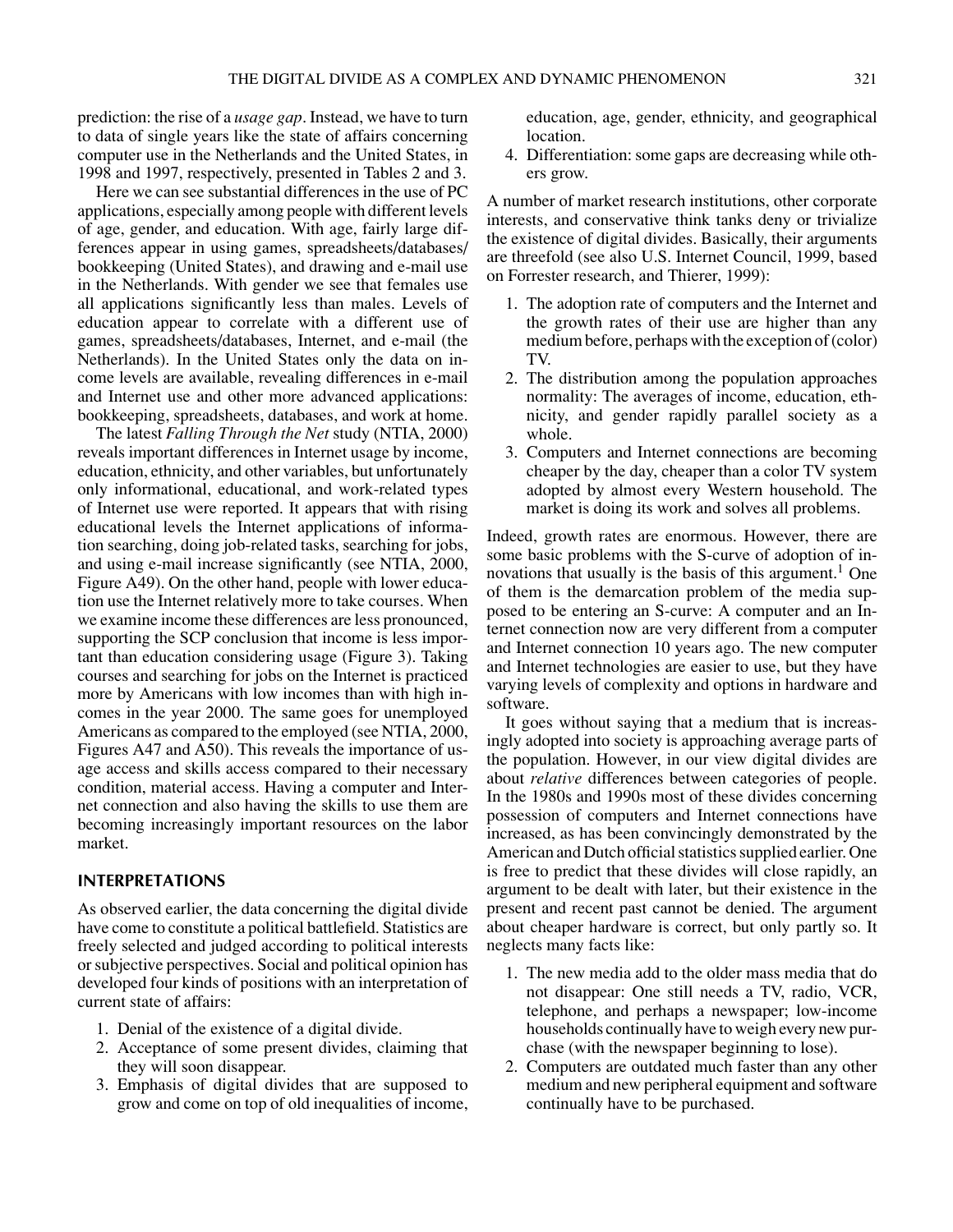prediction: the rise of a *usage gap*. Instead, we have to turn to data of single years like the state of affairs concerning computer use in the Netherlands and the United States, in 1998 and 1997, respectively, presented in Tables 2 and 3.

Here we can see substantial differences in the use of PC applications, especially among people with different levels of age, gender, and education. With age, fairly large differences appear in using games, spreadsheets/databases/bookkeeping (United States), and drawing and e-mail use in the Netherlands. With gender we see that females use all applications significantly less than males. Levels of education appear to correlate with a different use of games, spreadsheets/databases, Internet, and e-mail (the Netherlands). In the United States only the data on income levels are available, revealing differences in e-mail and Internet use and other more advanced applications: bookkeeping, spreadsheets, databases, and work at home.

The latest *Falling Through the Net* study (NTIA, 2000) reveals important differences in Internet usage by income, education, ethnicity, and other variables, but unfortunately only informational, educational, and work-related types of Internet use were reported. It appears that with rising educational levels the Internet applications of information searching, doing job-related tasks, searching for jobs, and using e-mail increase significantly (see NTIA, 2000, Figure A49). On the other hand, people with lower education use the Internet relatively more to take courses. When we examine income these differences are less pronounced, supporting the SCP conclusion that income is less important than education considering usage (Figure 3). Taking courses and searching for jobs on the Internet is practiced more by Americans with low incomes than with high incomes in the year 2000. The same goes for unemployed Americans as compared to the employed (see NTIA, 2000, Figures A47 and A50). This reveals the importance of usage access and skills access compared to their necessary condition, material access. Having a computer and Internet connection and also having the skills to use them are becoming increasingly important resources on the labor market.

## INTERPRETATIONS

As observed earlier, the data concerning the digital divide have come to constitute a political battlefield. Statistics are freely selected and judged according to political interests or subjective perspectives. Social and political opinion has developed four kinds of positions with an interpretation of current state of affairs:

1. Denial of the existence of a digital divide.
2. Acceptance of some present divides, claiming that they will soon disappear.
3. Emphasis of digital divides that are supposed to grow and come on top of old inequalities of income, education, age, gender, ethnicity, and geographical location.
4. Differentiation: some gaps are decreasing while others grow.

A number of market research institutions, other corporate interests, and conservative think tanks deny or trivialize the existence of digital divides. Basically, their arguments are threefold (see also U.S. Internet Council, 1999, based on Forrester research, and Thierer, 1999):

1. The adoption rate of computers and the Internet and the growth rates of their use are higher than any medium before, perhaps with the exception of (color) TV.
2. The distribution among the population approaches normality: The averages of income, education, ethnicity, and gender rapidly parallel society as a whole.
3. Computers and Internet connections are becoming cheaper by the day, cheaper than a color TV system adopted by almost every Western household. The market is doing its work and solves all problems.

Indeed, growth rates are enormous. However, there are some basic problems with the S-curve of adoption of innovations that usually is the basis of this argument.[1] One of them is the demarcation problem of the media supposed to be entering an S-curve: A computer and an Internet connection now are very different from a computer and Internet connection 10 years ago. The new computer and Internet technologies are easier to use, but they have varying levels of complexity and options in hardware and software.

It goes without saying that a medium that is increasingly adopted into society is approaching average parts of the population. However, in our view digital divides are about *relative* differences between categories of people. In the 1980s and 1990s most of these divides concerning possession of computers and Internet connections have increased, as has been convincingly demonstrated by the American and Dutch official statistics supplied earlier. One is free to predict that these divides will close rapidly, an argument to be dealt with later, but their existence in the present and recent past cannot be denied. The argument about cheaper hardware is correct, but only partly so. It neglects many facts like:

1. The new media add to the older mass media that do not disappear: One still needs a TV, radio, VCR, telephone, and perhaps a newspaper; low-income households continually have to weigh every new purchase (with the newspaper beginning to lose).
2. Computers are outdated much faster than any other medium and new peripheral equipment and software continually have to be purchased.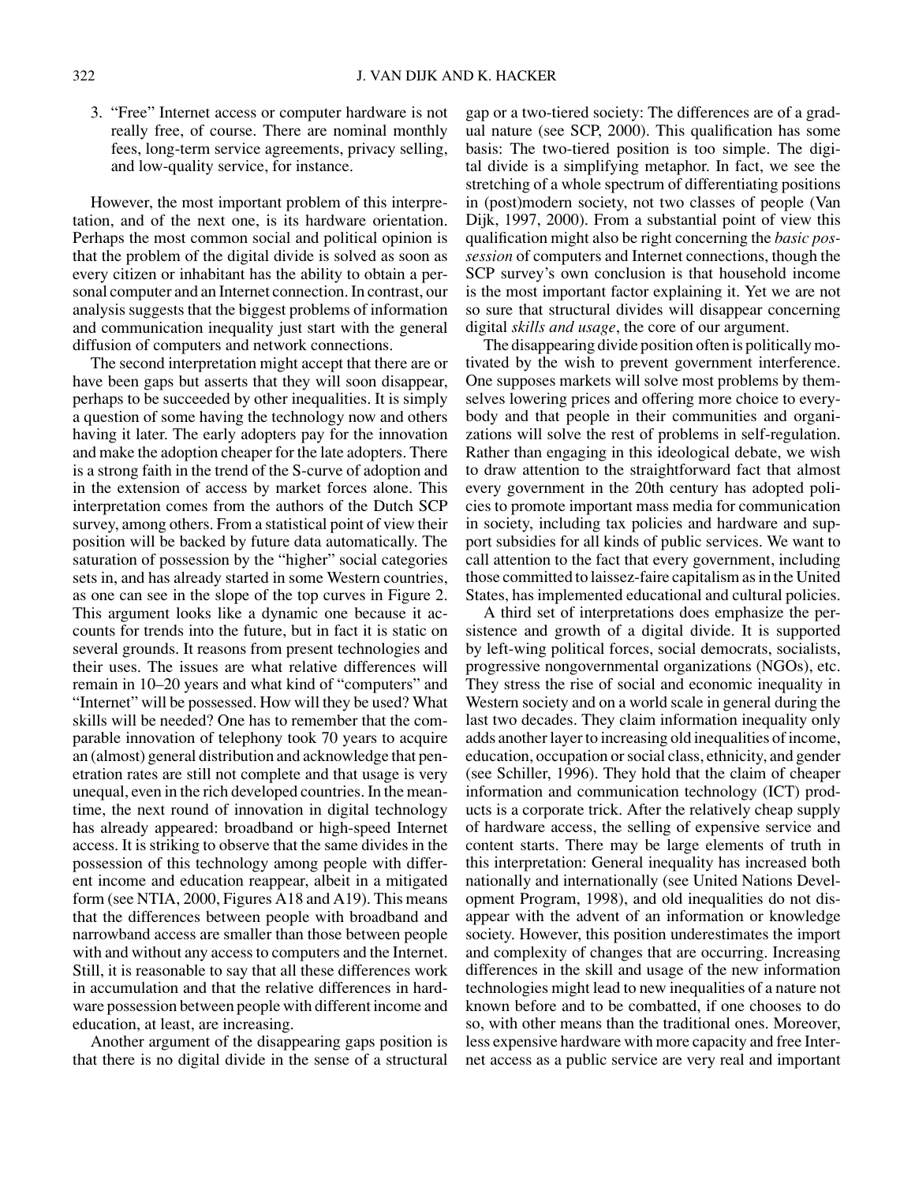3. "Free" Internet access or computer hardware is not really free, of course. There are nominal monthly fees, long-term service agreements, privacy selling, and low-quality service, for instance.

However, the most important problem of this interpretation, and of the next one, is its hardware orientation. Perhaps the most common social and political opinion is that the problem of the digital divide is solved as soon as every citizen or inhabitant has the ability to obtain a personal computer and an Internet connection. In contrast, our analysis suggests that the biggest problems of information and communication inequality just start with the general diffusion of computers and network connections.

The second interpretation might accept that there are or have been gaps but asserts that they will soon disappear, perhaps to be succeeded by other inequalities. It is simply a question of some having the technology now and others having it later. The early adopters pay for the innovation and make the adoption cheaper for the late adopters. There is a strong faith in the trend of the S-curve of adoption and in the extension of access by market forces alone. This interpretation comes from the authors of the Dutch SCP survey, among others. From a statistical point of view their position will be backed by future data automatically. The saturation of possession by the "higher" social categories sets in, and has already started in some Western countries, as one can see in the slope of the top curves in Figure 2. This argument looks like a dynamic one because it accounts for trends into the future, but in fact it is static on several grounds. It reasons from present technologies and their uses. The issues are what relative differences will remain in 10–20 years and what kind of "computers" and "Internet" will be possessed. How will they be used? What skills will be needed? One has to remember that the comparable innovation of telephony took 70 years to acquire an (almost) general distribution and acknowledge that penetration rates are still not complete and that usage is very unequal, even in the rich developed countries. In the meantime, the next round of innovation in digital technology has already appeared: broadband or high-speed Internet access. It is striking to observe that the same divides in the possession of this technology among people with different income and education reappear, albeit in a mitigated form (see NTIA, 2000, Figures A18 and A19). This means that the differences between people with broadband and narrowband access are smaller than those between people with and without any access to computers and the Internet. Still, it is reasonable to say that all these differences work in accumulation and that the relative differences in hardware possession between people with different income and education, at least, are increasing.

Another argument of the disappearing gaps position is that there is no digital divide in the sense of a structural gap or a two-tiered society: The differences are of a gradual nature (see SCP, 2000). This qualification has some basis: The two-tiered position is too simple. The digital divide is a simplifying metaphor. In fact, we see the stretching of a whole spectrum of differentiating positions in (post)modern society, not two classes of people (Van Dijk, 1997, 2000). From a substantial point of view this qualification might also be right concerning the *basic possession* of computers and Internet connections, though the SCP survey's own conclusion is that household income is the most important factor explaining it. Yet we are not so sure that structural divides will disappear concerning digital *skills and usage*, the core of our argument.

The disappearing divide position often is politically motivated by the wish to prevent government interference. One supposes markets will solve most problems by themselves lowering prices and offering more choice to everybody and that people in their communities and organizations will solve the rest of problems in self-regulation. Rather than engaging in this ideological debate, we wish to draw attention to the straightforward fact that almost every government in the 20th century has adopted policies to promote important mass media for communication in society, including tax policies and hardware and support subsidies for all kinds of public services. We want to call attention to the fact that every government, including those committed to laissez-faire capitalism as in the United States, has implemented educational and cultural policies.

A third set of interpretations does emphasize the persistence and growth of a digital divide. It is supported by left-wing political forces, social democrats, socialists, progressive nongovernmental organizations (NGOs), etc. They stress the rise of social and economic inequality in Western society and on a world scale in general during the last two decades. They claim information inequality only adds another layer to increasing old inequalities of income, education, occupation or social class, ethnicity, and gender (see Schiller, 1996). They hold that the claim of cheaper information and communication technology (ICT) products is a corporate trick. After the relatively cheap supply of hardware access, the selling of expensive service and content starts. There may be large elements of truth in this interpretation: General inequality has increased both nationally and internationally (see United Nations Development Program, 1998), and old inequalities do not disappear with the advent of an information or knowledge society. However, this position underestimates the import and complexity of changes that are occurring. Increasing differences in the skill and usage of the new information technologies might lead to new inequalities of a nature not known before and to be combatted, if one chooses to do so, with other means than the traditional ones. Moreover, less expensive hardware with more capacity and free Internet access as a public service are very real and important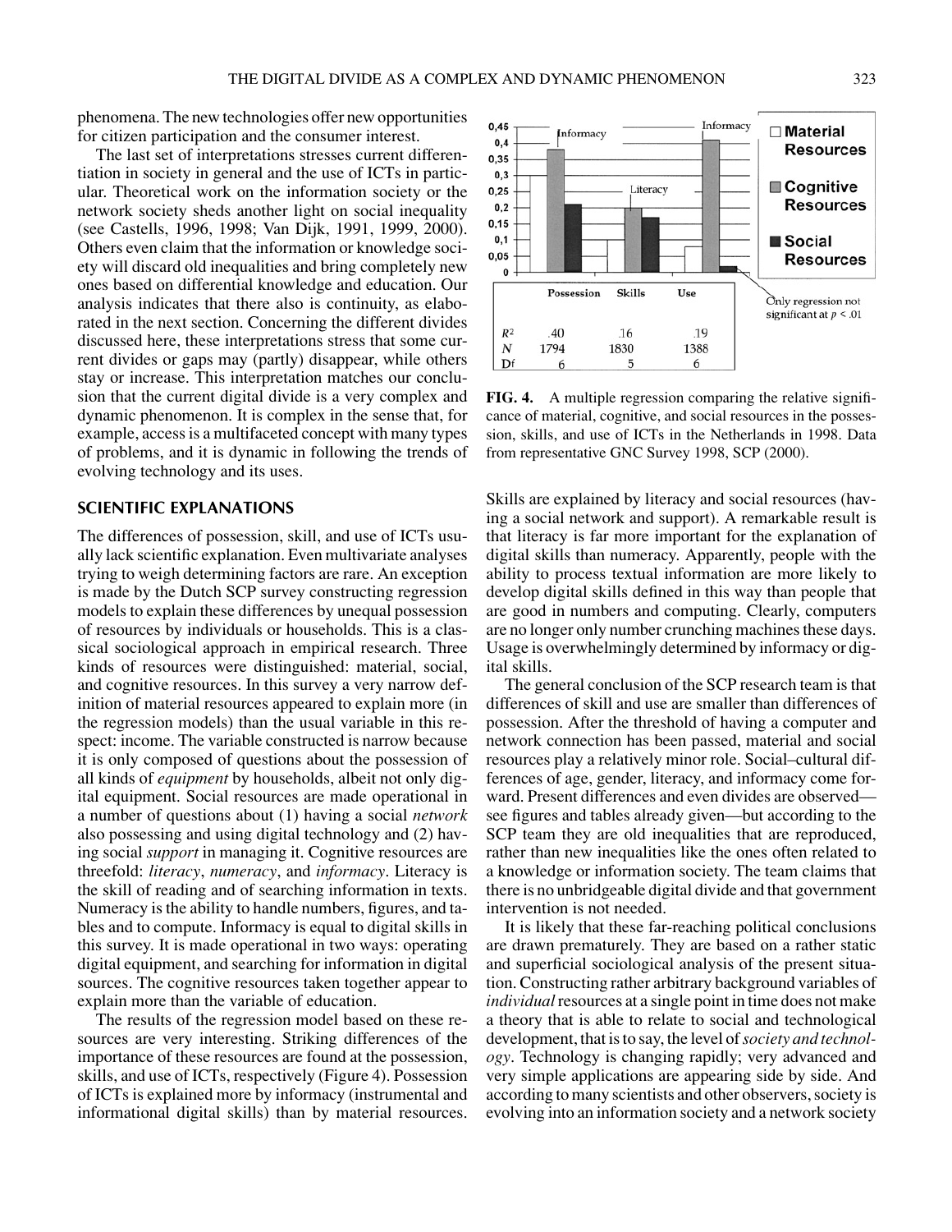phenomena. The new technologies offer new opportunities for citizen participation and the consumer interest.

The last set of interpretations stresses current differentiation in society in general and the use of ICTs in particular. Theoretical work on the information society or the network society sheds another light on social inequality (see Castells, 1996, 1998; Van Dijk, 1991, 1999, 2000). Others even claim that the information or knowledge society will discard old inequalities and bring completely new ones based on differential knowledge and education. Our analysis indicates that there also is continuity, as elaborated in the next section. Concerning the different divides discussed here, these interpretations stress that some current divides or gaps may (partly) disappear, while others stay or increase. This interpretation matches our conclusion that the current digital divide is a very complex and dynamic phenomenon. It is complex in the sense that, for example, access is a multifaceted concept with many types of problems, and it is dynamic in following the trends of evolving technology and its uses.

## SCIENTIFIC EXPLANATIONS

The differences of possession, skill, and use of ICTs usually lack scientific explanation. Even multivariate analyses trying to weigh determining factors are rare. An exception is made by the Dutch SCP survey constructing regression models to explain these differences by unequal possession of resources by individuals or households. This is a classical sociological approach in empirical research. Three kinds of resources were distinguished: material, social, and cognitive resources. In this survey a very narrow definition of material resources appeared to explain more (in the regression models) than the usual variable in this respect: income. The variable constructed is narrow because it is only composed of questions about the possession of all kinds of *equipment* by households, albeit not only digital equipment. Social resources are made operational in a number of questions about (1) having a social *network* also possessing and using digital technology and (2) having social *support* in managing it. Cognitive resources are threefold: *literacy*, *numeracy*, and *informacy*. Literacy is the skill of reading and of searching information in texts. Numeracy is the ability to handle numbers, figures, and tables and to compute. Informacy is equal to digital skills in this survey. It is made operational in two ways: operating digital equipment, and searching for information in digital sources. The cognitive resources taken together appear to explain more than the variable of education.

The results of the regression model based on these resources are very interesting. Striking differences of the importance of these resources are found at the possession, skills, and use of ICTs, respectively (Figure 4). Possession of ICTs is explained more by informacy (instrumental and informational digital skills) than by material resources.

|  | Possession | Skills | Use |
|---|---|---|---|
| $R^2$ | .40 | .16 | .19 |
| $N$ | 1794 | 1830 | 1388 |
| Df | 6 | 5 | 6 |

Only regression not significant at $p < .01$

**FIG. 4.** A multiple regression comparing the relative significance of material, cognitive, and social resources in the possession, skills, and use of ICTs in the Netherlands in 1998. Data from representative GNC Survey 1998, SCP (2000).

Skills are explained by literacy and social resources (having a social network and support). A remarkable result is that literacy is far more important for the explanation of digital skills than numeracy. Apparently, people with the ability to process textual information are more likely to develop digital skills defined in this way than people that are good in numbers and computing. Clearly, computers are no longer only number crunching machines these days. Usage is overwhelmingly determined by informacy or digital skills.

The general conclusion of the SCP research team is that differences of skill and use are smaller than differences of possession. After the threshold of having a computer and network connection has been passed, material and social resources play a relatively minor role. Social–cultural differences of age, gender, literacy, and informacy come forward. Present differences and even divides are observed—see figures and tables already given—but according to the SCP team they are old inequalities that are reproduced, rather than new inequalities like the ones often related to a knowledge or information society. The team claims that there is no unbridgeable digital divide and that government intervention is not needed.

It is likely that these far-reaching political conclusions are drawn prematurely. They are based on a rather static and superficial sociological analysis of the present situation. Constructing rather arbitrary background variables of *individual* resources at a single point in time does not make a theory that is able to relate to social and technological development, that is to say, the level of *society and technology*. Technology is changing rapidly; very advanced and very simple applications are appearing side by side. And according to many scientists and other observers, society is evolving into an information society and a network society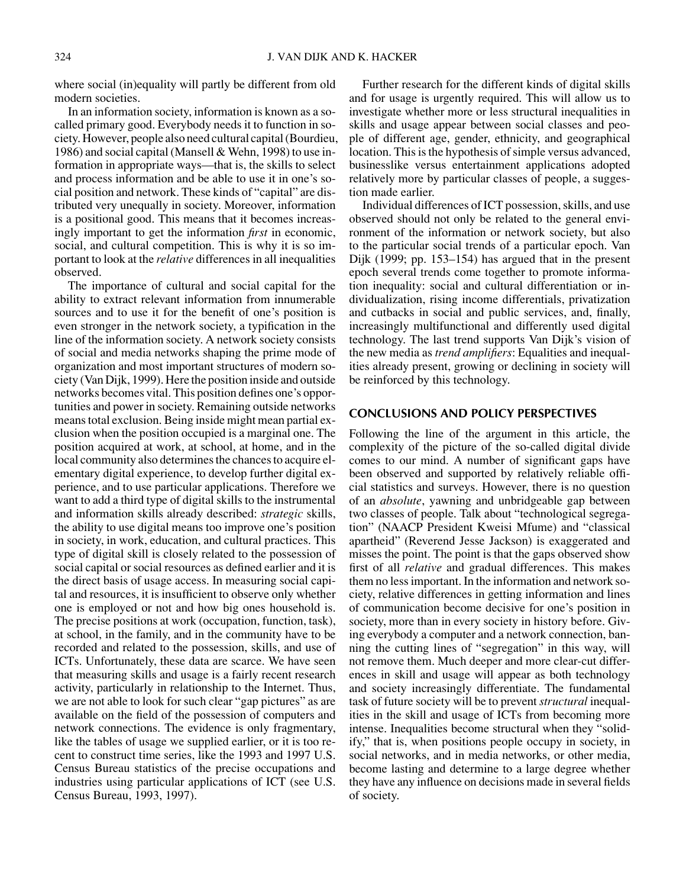where social (in)equality will partly be different from old modern societies.

In an information society, information is known as a so-called primary good. Everybody needs it to function in society. However, people also need cultural capital (Bourdieu, 1986) and social capital (Mansell & Wehn, 1998) to use information in appropriate ways—that is, the skills to select and process information and be able to use it in one's social position and network. These kinds of "capital" are distributed very unequally in society. Moreover, information is a positional good. This means that it becomes increasingly important to get the information *first* in economic, social, and cultural competition. This is why it is so important to look at the *relative* differences in all inequalities observed.

The importance of cultural and social capital for the ability to extract relevant information from innumerable sources and to use it for the benefit of one's position is even stronger in the network society, a typification in the line of the information society. A network society consists of social and media networks shaping the prime mode of organization and most important structures of modern society (Van Dijk, 1999). Here the position inside and outside networks becomes vital. This position defines one's opportunities and power in society. Remaining outside networks means total exclusion. Being inside might mean partial exclusion when the position occupied is a marginal one. The position acquired at work, at school, at home, and in the local community also determines the chances to acquire elementary digital experience, to develop further digital experience, and to use particular applications. Therefore we want to add a third type of digital skills to the instrumental and information skills already described: *strategic* skills, the ability to use digital means too improve one's position in society, in work, education, and cultural practices. This type of digital skill is closely related to the possession of social capital or social resources as defined earlier and it is the direct basis of usage access. In measuring social capital and resources, it is insufficient to observe only whether one is employed or not and how big ones household is. The precise positions at work (occupation, function, task), at school, in the family, and in the community have to be recorded and related to the possession, skills, and use of ICTs. Unfortunately, these data are scarce. We have seen that measuring skills and usage is a fairly recent research activity, particularly in relationship to the Internet. Thus, we are not able to look for such clear "gap pictures" as are available on the field of the possession of computers and network connections. The evidence is only fragmentary, like the tables of usage we supplied earlier, or it is too recent to construct time series, like the 1993 and 1997 U.S. Census Bureau statistics of the precise occupations and industries using particular applications of ICT (see U.S. Census Bureau, 1993, 1997).

Further research for the different kinds of digital skills and for usage is urgently required. This will allow us to investigate whether more or less structural inequalities in skills and usage appear between social classes and people of different age, gender, ethnicity, and geographical location. This is the hypothesis of simple versus advanced, businesslike versus entertainment applications adopted relatively more by particular classes of people, a suggestion made earlier.

Individual differences of ICT possession, skills, and use observed should not only be related to the general environment of the information or network society, but also to the particular social trends of a particular epoch. Van Dijk (1999; pp. 153–154) has argued that in the present epoch several trends come together to promote information inequality: social and cultural differentiation or individualization, rising income differentials, privatization and cutbacks in social and public services, and, finally, increasingly multifunctional and differently used digital technology. The last trend supports Van Dijk's vision of the new media as *trend amplifiers*: Equalities and inequalities already present, growing or declining in society will be reinforced by this technology.

## CONCLUSIONS AND POLICY PERSPECTIVES

Following the line of the argument in this article, the complexity of the picture of the so-called digital divide comes to our mind. A number of significant gaps have been observed and supported by relatively reliable official statistics and surveys. However, there is no question of an *absolute*, yawning and unbridgeable gap between two classes of people. Talk about "technological segregation" (NAACP President Kweisi Mfume) and "classical apartheid" (Reverend Jesse Jackson) is exaggerated and misses the point. The point is that the gaps observed show first of all *relative* and gradual differences. This makes them no less important. In the information and network society, relative differences in getting information and lines of communication become decisive for one's position in society, more than in every society in history before. Giving everybody a computer and a network connection, banning the cutting lines of "segregation" in this way, will not remove them. Much deeper and more clear-cut differences in skill and usage will appear as both technology and society increasingly differentiate. The fundamental task of future society will be to prevent *structural* inequalities in the skill and usage of ICTs from becoming more intense. Inequalities become structural when they "solidify," that is, when positions people occupy in society, in social networks, and in media networks, or other media, become lasting and determine to a large degree whether they have any influence on decisions made in several fields of society.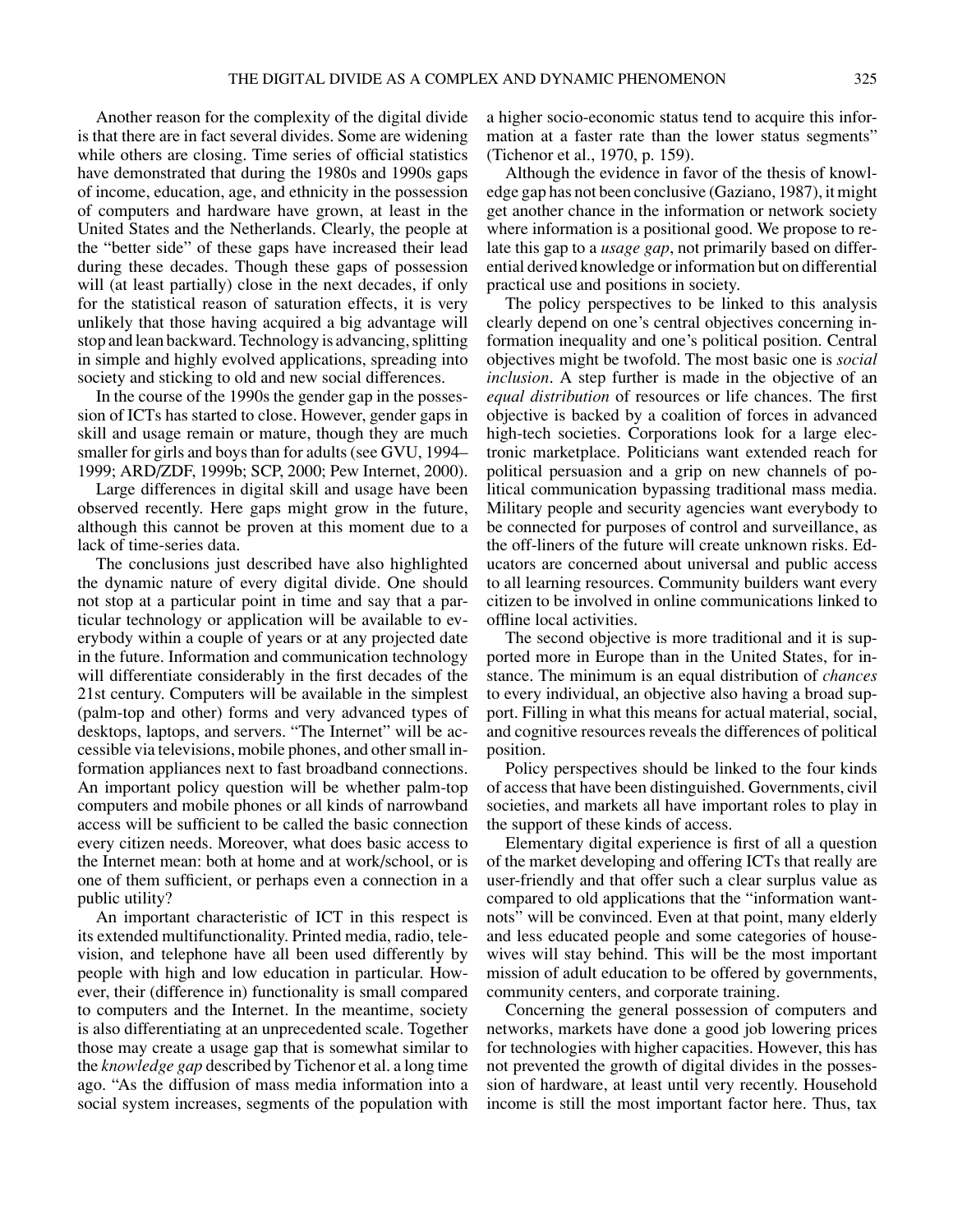Another reason for the complexity of the digital divide is that there are in fact several divides. Some are widening while others are closing. Time series of official statistics have demonstrated that during the 1980s and 1990s gaps of income, education, age, and ethnicity in the possession of computers and hardware have grown, at least in the United States and the Netherlands. Clearly, the people at the "better side" of these gaps have increased their lead during these decades. Though these gaps of possession will (at least partially) close in the next decades, if only for the statistical reason of saturation effects, it is very unlikely that those having acquired a big advantage will stop and lean backward. Technology is advancing, splitting in simple and highly evolved applications, spreading into society and sticking to old and new social differences.

In the course of the 1990s the gender gap in the possession of ICTs has started to close. However, gender gaps in skill and usage remain or mature, though they are much smaller for girls and boys than for adults (see GVU, 1994–1999; ARD/ZDF, 1999b; SCP, 2000; Pew Internet, 2000).

Large differences in digital skill and usage have been observed recently. Here gaps might grow in the future, although this cannot be proven at this moment due to a lack of time-series data.

The conclusions just described have also highlighted the dynamic nature of every digital divide. One should not stop at a particular point in time and say that a particular technology or application will be available to everybody within a couple of years or at any projected date in the future. Information and communication technology will differentiate considerably in the first decades of the 21st century. Computers will be available in the simplest (palm-top and other) forms and very advanced types of desktops, laptops, and servers. "The Internet" will be accessible via televisions, mobile phones, and other small information appliances next to fast broadband connections. An important policy question will be whether palm-top computers and mobile phones or all kinds of narrowband access will be sufficient to be called the basic connection every citizen needs. Moreover, what does basic access to the Internet mean: both at home and at work/school, or is one of them sufficient, or perhaps even a connection in a public utility?

An important characteristic of ICT in this respect is its extended multifunctionality. Printed media, radio, television, and telephone have all been used differently by people with high and low education in particular. However, their (difference in) functionality is small compared to computers and the Internet. In the meantime, society is also differentiating at an unprecedented scale. Together those may create a usage gap that is somewhat similar to the *knowledge gap* described by Tichenor et al. a long time ago. "As the diffusion of mass media information into a social system increases, segments of the population with a higher socio-economic status tend to acquire this information at a faster rate than the lower status segments" (Tichenor et al., 1970, p. 159).

Although the evidence in favor of the thesis of knowledge gap has not been conclusive (Gaziano, 1987), it might get another chance in the information or network society where information is a positional good. We propose to relate this gap to a *usage gap*, not primarily based on differential derived knowledge or information but on differential practical use and positions in society.

The policy perspectives to be linked to this analysis clearly depend on one's central objectives concerning information inequality and one's political position. Central objectives might be twofold. The most basic one is *social inclusion*. A step further is made in the objective of an *equal distribution* of resources or life chances. The first objective is backed by a coalition of forces in advanced high-tech societies. Corporations look for a large electronic marketplace. Politicians want extended reach for political persuasion and a grip on new channels of political communication bypassing traditional mass media. Military people and security agencies want everybody to be connected for purposes of control and surveillance, as the off-liners of the future will create unknown risks. Educators are concerned about universal and public access to all learning resources. Community builders want every citizen to be involved in online communications linked to offline local activities.

The second objective is more traditional and it is supported more in Europe than in the United States, for instance. The minimum is an equal distribution of *chances* to every individual, an objective also having a broad support. Filling in what this means for actual material, social, and cognitive resources reveals the differences of political position.

Policy perspectives should be linked to the four kinds of access that have been distinguished. Governments, civil societies, and markets all have important roles to play in the support of these kinds of access.

Elementary digital experience is first of all a question of the market developing and offering ICTs that really are user-friendly and that offer such a clear surplus value as compared to old applications that the "information want-nots" will be convinced. Even at that point, many elderly and less educated people and some categories of housewives will stay behind. This will be the most important mission of adult education to be offered by governments, community centers, and corporate training.

Concerning the general possession of computers and networks, markets have done a good job lowering prices for technologies with higher capacities. However, this has not prevented the growth of digital divides in the possession of hardware, at least until very recently. Household income is still the most important factor here. Thus, tax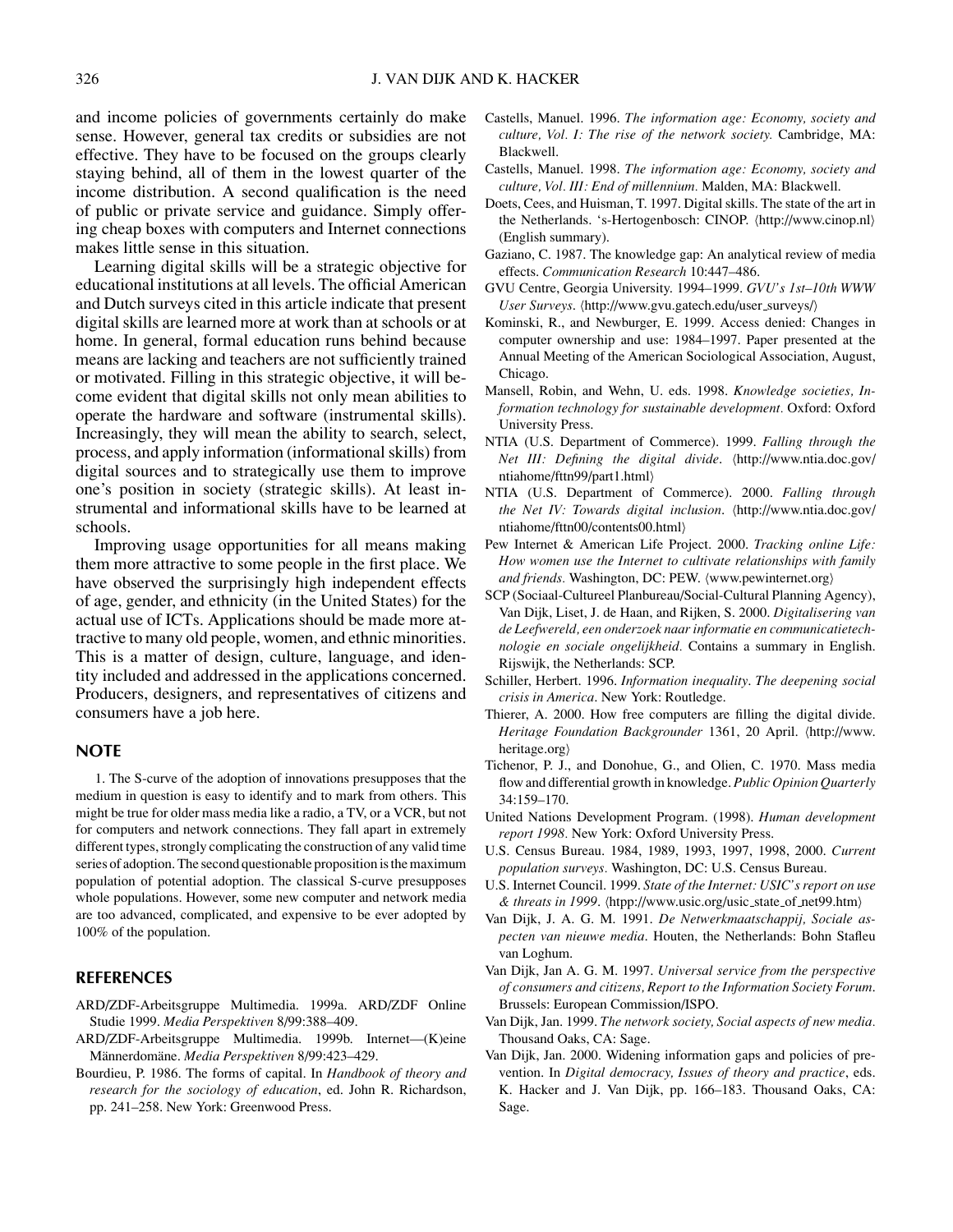and income policies of governments certainly do make sense. However, general tax credits or subsidies are not effective. They have to be focused on the groups clearly staying behind, all of them in the lowest quarter of the income distribution. A second qualification is the need of public or private service and guidance. Simply offering cheap boxes with computers and Internet connections makes little sense in this situation.

Learning digital skills will be a strategic objective for educational institutions at all levels. The official American and Dutch surveys cited in this article indicate that present digital skills are learned more at work than at schools or at home. In general, formal education runs behind because means are lacking and teachers are not sufficiently trained or motivated. Filling in this strategic objective, it will become evident that digital skills not only mean abilities to operate the hardware and software (instrumental skills). Increasingly, they will mean the ability to search, select, process, and apply information (informational skills) from digital sources and to strategically use them to improve one's position in society (strategic skills). At least instrumental and informational skills have to be learned at schools.

Improving usage opportunities for all means making them more attractive to some people in the first place. We have observed the surprisingly high independent effects of age, gender, and ethnicity (in the United States) for the actual use of ICTs. Applications should be made more attractive to many old people, women, and ethnic minorities. This is a matter of design, culture, language, and identity included and addressed in the applications concerned. Producers, designers, and representatives of citizens and consumers have a job here.

## NOTE

1. The S-curve of the adoption of innovations presupposes that the medium in question is easy to identify and to mark from others. This might be true for older mass media like a radio, a TV, or a VCR, but not for computers and network connections. They fall apart in extremely different types, strongly complicating the construction of any valid time series of adoption. The second questionable proposition is the maximum population of potential adoption. The classical S-curve presupposes whole populations. However, some new computer and network media are too advanced, complicated, and expensive to be ever adopted by 100% of the population.

## REFERENCES

ARD/ZDF-Arbeitsgruppe Multimedia. 1999a. ARD/ZDF Online Studie 1999. *Media Perspektiven* 8/99:388–409.

ARD/ZDF-Arbeitsgruppe Multimedia. 1999b. Internet—(K)eine Männerdomäne. *Media Perspektiven* 8/99:423–429.

Bourdieu, P. 1986. The forms of capital. In *Handbook of theory and research for the sociology of education*, ed. John R. Richardson, pp. 241–258. New York: Greenwood Press.

Castells, Manuel. 1996. *The information age: Economy, society and culture, Vol. I: The rise of the network society.* Cambridge, MA: Blackwell.

Castells, Manuel. 1998. *The information age: Economy, society and culture, Vol. III: End of millennium.* Malden, MA: Blackwell.

Doets, Cees, and Huisman, T. 1997. Digital skills. The state of the art in the Netherlands. 's-Hertogenbosch: CINOP. ⟨http://www.cinop.nl⟩ (English summary).

Gaziano, C. 1987. The knowledge gap: An analytical review of media effects. *Communication Research* 10:447–486.

GVU Centre, Georgia University. 1994–1999. *GVU's 1st–10th WWW User Surveys*. ⟨http://www.gvu.gatech.edu/user_surveys/⟩

Kominski, R., and Newburger, E. 1999. Access denied: Changes in computer ownership and use: 1984–1997. Paper presented at the Annual Meeting of the American Sociological Association, August, Chicago.

Mansell, Robin, and Wehn, U. eds. 1998. *Knowledge societies, Information technology for sustainable development*. Oxford: Oxford University Press.

NTIA (U.S. Department of Commerce). 1999. *Falling through the Net III: Defining the digital divide*. ⟨http://www.ntia.doc.gov/ntiahome/fttn99/part1.html⟩

NTIA (U.S. Department of Commerce). 2000. *Falling through the Net IV: Towards digital inclusion*. ⟨http://www.ntia.doc.gov/ntiahome/fttn00/contents00.html⟩

Pew Internet & American Life Project. 2000. *Tracking online Life: How women use the Internet to cultivate relationships with family and friends.* Washington, DC: PEW. ⟨www.pewinternet.org⟩

SCP (Sociaal-Cultureel Planbureau/Social-Cultural Planning Agency), Van Dijk, Liset, J. de Haan, and Rijken, S. 2000. *Digitalisering van de Leefwereld, een onderzoek naar informatie en communicatietechnologie en sociale ongelijkheid.* Contains a summary in English. Rijswijk, the Netherlands: SCP.

Schiller, Herbert. 1996. *Information inequality*. *The deepening social crisis in America*. New York: Routledge.

Thierer, A. 2000. How free computers are filling the digital divide. *Heritage Foundation Backgrounder* 1361, 20 April. ⟨http://www.heritage.org⟩

Tichenor, P. J., and Donohue, G., and Olien, C. 1970. Mass media flow and differential growth in knowledge. *Public Opinion Quarterly* 34:159–170.

United Nations Development Program. (1998). *Human development report 1998.* New York: Oxford University Press.

U.S. Census Bureau. 1984, 1989, 1993, 1997, 1998, 2000. *Current population surveys*. Washington, DC: U.S. Census Bureau.

U.S. Internet Council. 1999. *State of the Internet: USIC's report on use & threats in 1999*. ⟨htpp://www.usic.org/usic_state_of_net99.htm⟩

Van Dijk, J. A. G. M. 1991. *De Netwerkmaatschappij, Sociale aspecten van nieuwe media*. Houten, the Netherlands: Bohn Stafleu van Loghum.

Van Dijk, Jan A. G. M. 1997. *Universal service from the perspective of consumers and citizens, Report to the Information Society Forum*. Brussels: European Commission/ISPO.

Van Dijk, Jan. 1999. *The network society, Social aspects of new media.* Thousand Oaks, CA: Sage.

Van Dijk, Jan. 2000. Widening information gaps and policies of prevention. In *Digital democracy, Issues of theory and practice*, eds. K. Hacker and J. Van Dijk, pp. 166–183. Thousand Oaks, CA: Sage.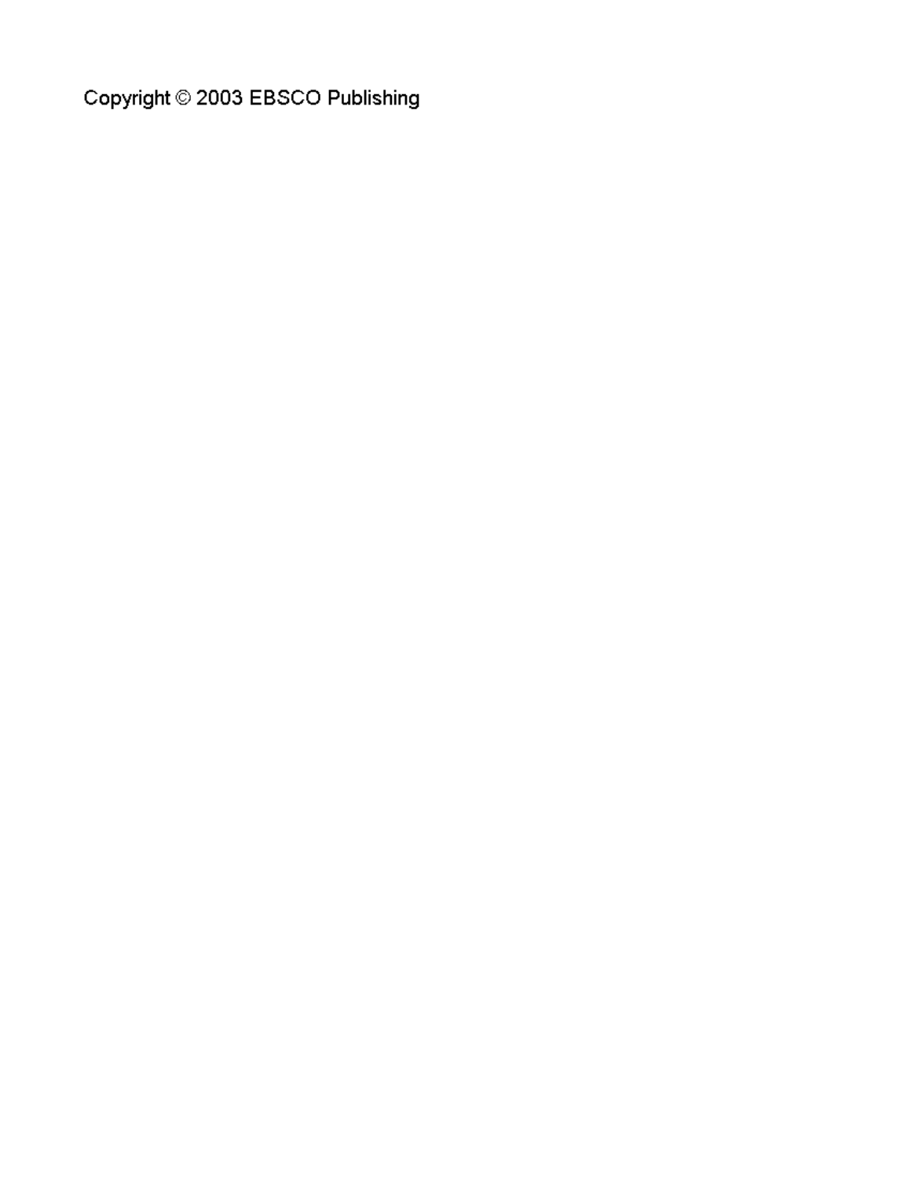Copyright © 2003 EBSCO Publishing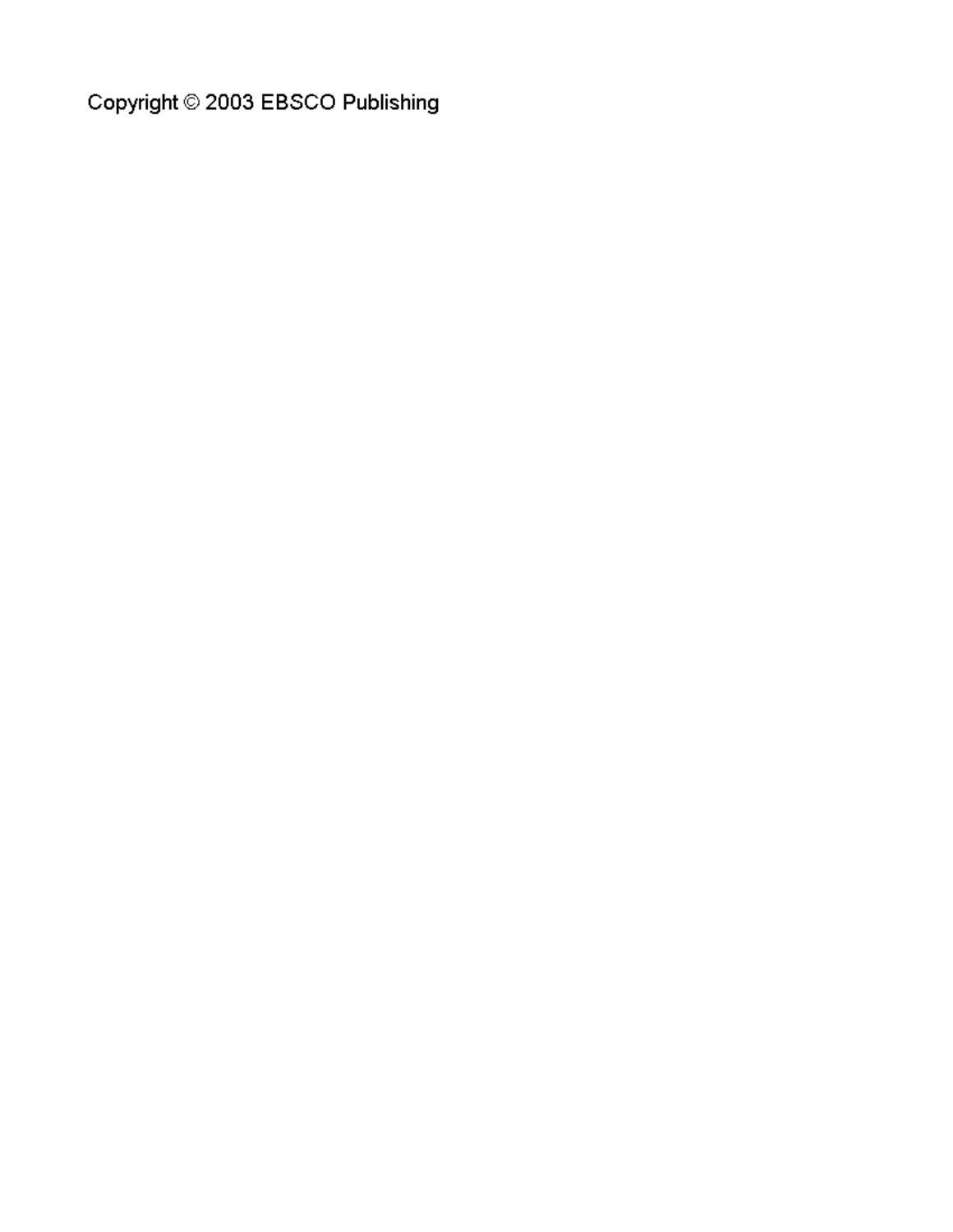Copyright © 2003 EBSCO Publishing